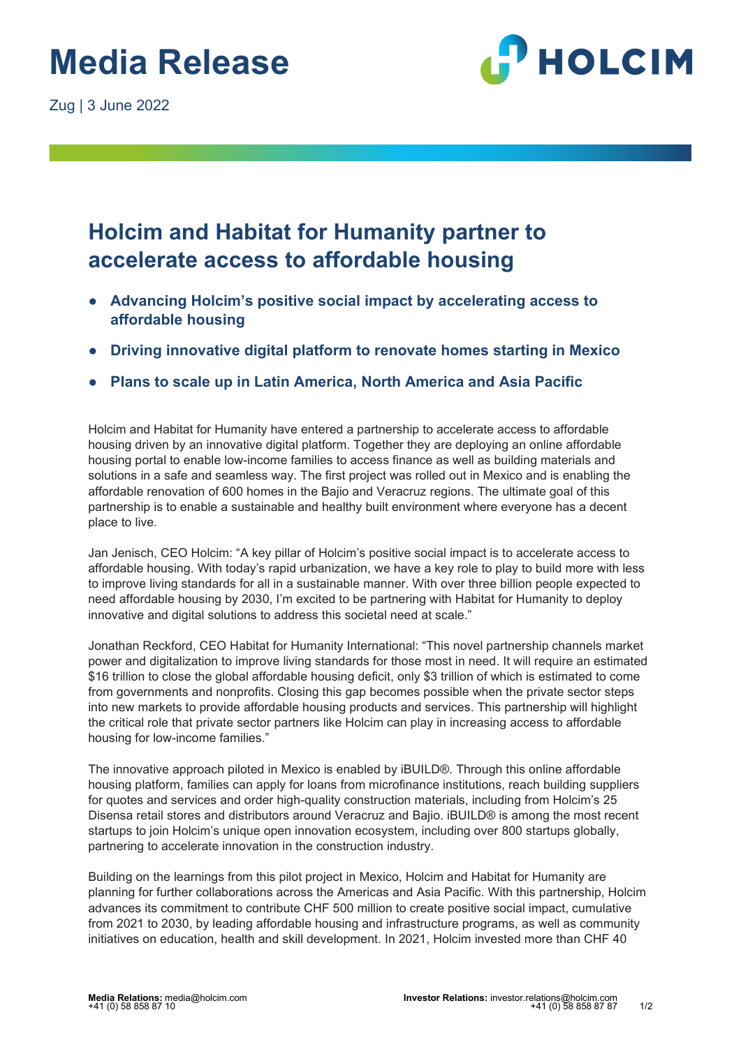# Media Release

Zug | 3 June 2022

## Holcim and Habitat for Humanity partner to accelerate access to affordable housing

- **Advancing Holcim's positive social impact by accelerating access to affordable housing**
- **Driving innovative digital platform to renovate homes starting in Mexico**
- **Plans to scale up in Latin America, North America and Asia Pacific**

Holcim and Habitat for Humanity have entered a partnership to accelerate access to affordable housing driven by an innovative digital platform. Together they are deploying an online affordable housing portal to enable low-income families to access finance as well as building materials and solutions in a safe and seamless way. The first project was rolled out in Mexico and is enabling the affordable renovation of 600 homes in the Bajio and Veracruz regions. The ultimate goal of this partnership is to enable a sustainable and healthy built environment where everyone has a decent place to live.

Jan Jenisch, CEO Holcim: "A key pillar of Holcim's positive social impact is to accelerate access to affordable housing. With today's rapid urbanization, we have a key role to play to build more with less to improve living standards for all in a sustainable manner. With over three billion people expected to need affordable housing by 2030, I'm excited to be partnering with Habitat for Humanity to deploy innovative and digital solutions to address this societal need at scale."

Jonathan Reckford, CEO Habitat for Humanity International: "This novel partnership channels market power and digitalization to improve living standards for those most in need. It will require an estimated $16 trillion to close the global affordable housing deficit, only $3 trillion of which is estimated to come from governments and nonprofits. Closing this gap becomes possible when the private sector steps into new markets to provide affordable housing products and services. This partnership will highlight the critical role that private sector partners like Holcim can play in increasing access to affordable housing for low-income families."

The innovative approach piloted in Mexico is enabled by iBUILD®. Through this online affordable housing platform, families can apply for loans from microfinance institutions, reach building suppliers for quotes and services and order high-quality construction materials, including from Holcim's 25 Disensa retail stores and distributors around Veracruz and Bajio. iBUILD® is among the most recent startups to join Holcim's unique open innovation ecosystem, including over 800 startups globally, partnering to accelerate innovation in the construction industry.

Building on the learnings from this pilot project in Mexico, Holcim and Habitat for Humanity are planning for further collaborations across the Americas and Asia Pacific. With this partnership, Holcim advances its commitment to contribute CHF 500 million to create positive social impact, cumulative from 2021 to 2030, by leading affordable housing and infrastructure programs, as well as community initiatives on education, health and skill development. In 2021, Holcim invested more than CHF 40

**Media Relations:** media@holcim.com
+41 (0) 58 858 87 10

**Investor Relations:** investor.relations@holcim.com
+41 (0) 58 858 87 87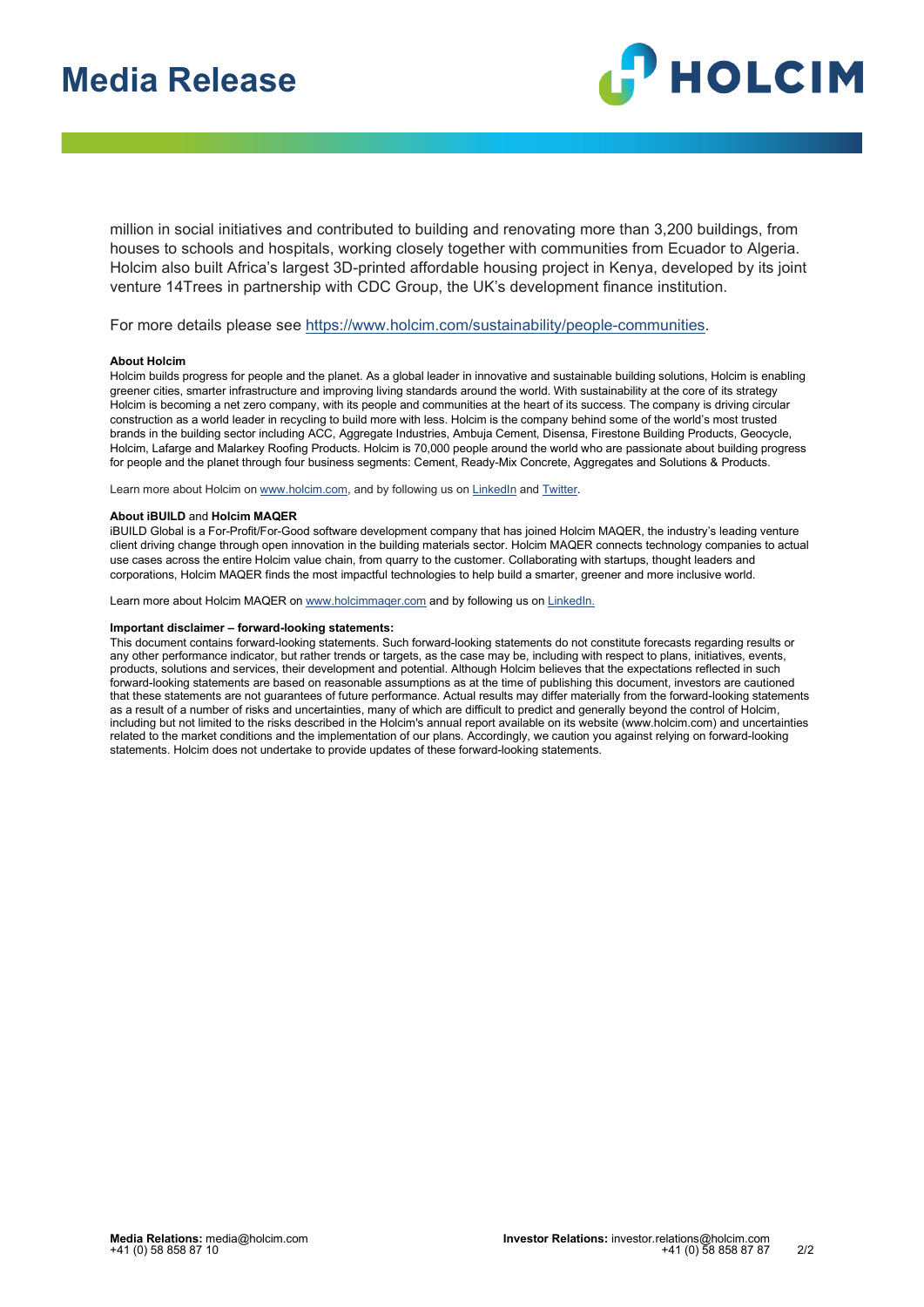million in social initiatives and contributed to building and renovating more than 3,200 buildings, from houses to schools and hospitals, working closely together with communities from Ecuador to Algeria. Holcim also built Africa's largest 3D-printed affordable housing project in Kenya, developed by its joint venture 14Trees in partnership with CDC Group, the UK's development finance institution.

For more details please see [https://www.holcim.com/sustainability/people-communities](https://www.holcim.com/sustainability/people-communities).

**About Holcim**

Holcim builds progress for people and the planet. As a global leader in innovative and sustainable building solutions, Holcim is enabling greener cities, smarter infrastructure and improving living standards around the world. With sustainability at the core of its strategy Holcim is becoming a net zero company, with its people and communities at the heart of its success. The company is driving circular construction as a world leader in recycling to build more with less. Holcim is the company behind some of the world's most trusted brands in the building sector including ACC, Aggregate Industries, Ambuja Cement, Disensa, Firestone Building Products, Geocycle, Holcim, Lafarge and Malarkey Roofing Products. Holcim is 70,000 people around the world who are passionate about building progress for people and the planet through four business segments: Cement, Ready-Mix Concrete, Aggregates and Solutions & Products.

Learn more about Holcim on [www.holcim.com](http://www.holcim.com), and by following us on [LinkedIn]() and [Twitter]().

**About iBUILD** and **Holcim MAQER**

iBUILD Global is a For-Profit/For-Good software development company that has joined Holcim MAQER, the industry's leading venture client driving change through open innovation in the building materials sector. Holcim MAQER connects technology companies to actual use cases across the entire Holcim value chain, from quarry to the customer. Collaborating with startups, thought leaders and corporations, Holcim MAQER finds the most impactful technologies to help build a smarter, greener and more inclusive world.

Learn more about Holcim MAQER on [www.holcimmaqer.com](http://www.holcimmaqer.com) and by following us on [LinkedIn.]()

**Important disclaimer – forward-looking statements:**

This document contains forward-looking statements. Such forward-looking statements do not constitute forecasts regarding results or any other performance indicator, but rather trends or targets, as the case may be, including with respect to plans, initiatives, events, products, solutions and services, their development and potential. Although Holcim believes that the expectations reflected in such forward-looking statements are based on reasonable assumptions as at the time of publishing this document, investors are cautioned that these statements are not guarantees of future performance. Actual results may differ materially from the forward-looking statements as a result of a number of risks and uncertainties, many of which are difficult to predict and generally beyond the control of Holcim, including but not limited to the risks described in the Holcim's annual report available on its website (www.holcim.com) and uncertainties related to the market conditions and the implementation of our plans. Accordingly, we caution you against relying on forward-looking statements. Holcim does not undertake to provide updates of these forward-looking statements.

**Media Relations:** media@holcim.com
+41 (0) 58 858 87 10

**Investor Relations:** investor.relations@holcim.com
+41 (0) 58 858 87 87